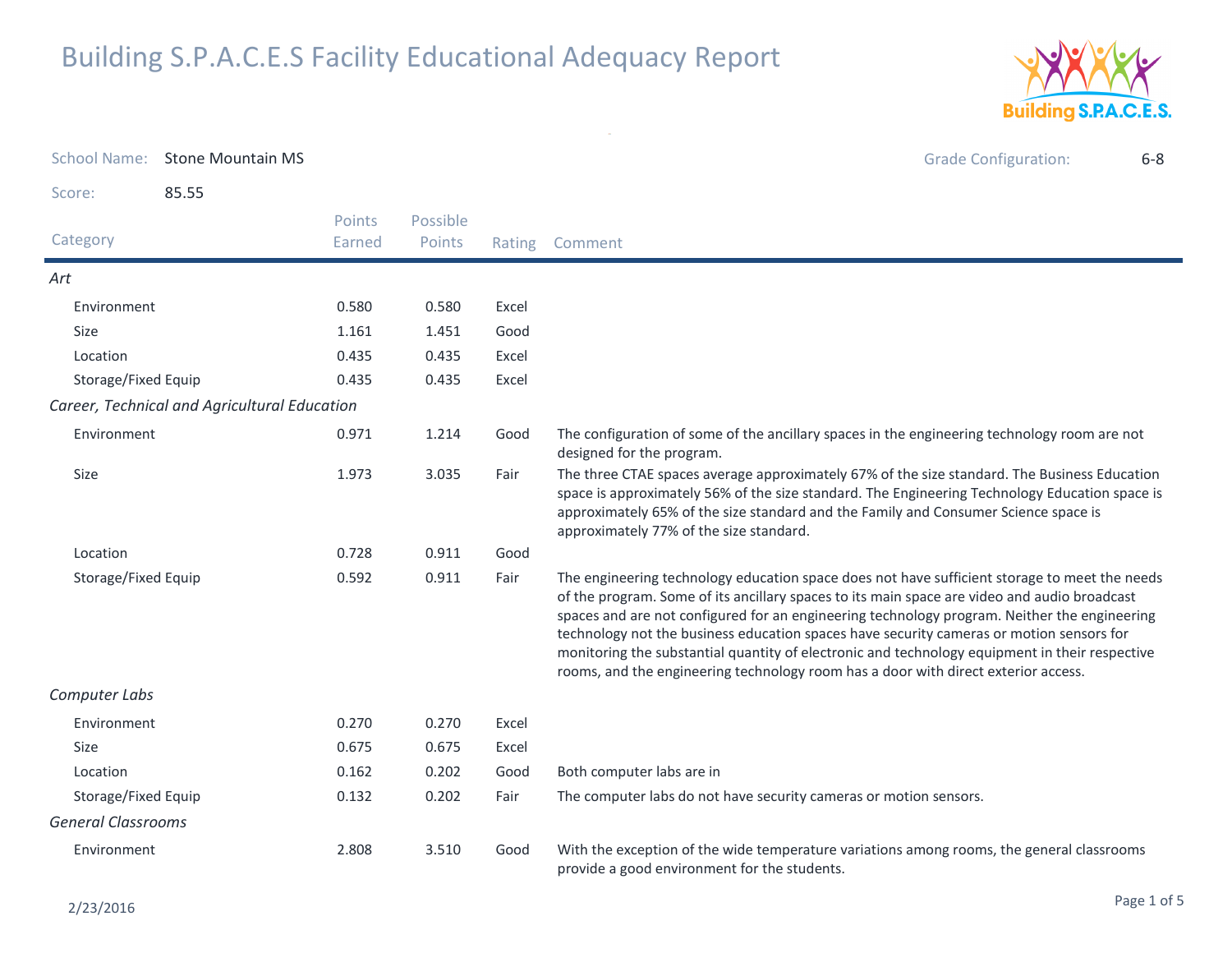# Building S.P.A.C.E.S Facility Educational Adequacy Report

**School Name:** Stone Mountain MS

**Grade Configuration:** 6-8

**Score:** 85.55

| Category | Points Earned | Possible Points | Rating | Comment |
|---|---|---|---|---|
| *Art* | | | | |
| Environment | 0.580 | 0.580 | Excel | |
| Size | 1.161 | 1.451 | Good | |
| Location | 0.435 | 0.435 | Excel | |
| Storage/Fixed Equip | 0.435 | 0.435 | Excel | |
| *Career, Technical and Agricultural Education* | | | | |
| Environment | 0.971 | 1.214 | Good | The configuration of some of the ancillary spaces in the engineering technology room are not designed for the program. |
| Size | 1.973 | 3.035 | Fair | The three CTAE spaces average approximately 67% of the size standard. The Business Education space is approximately 56% of the size standard. The Engineering Technology Education space is approximately 65% of the size standard and the Family and Consumer Science space is approximately 77% of the size standard. |
| Location | 0.728 | 0.911 | Good | |
| Storage/Fixed Equip | 0.592 | 0.911 | Fair | The engineering technology education space does not have sufficient storage to meet the needs of the program. Some of its ancillary spaces to its main space are video and audio broadcast spaces and are not configured for an engineering technology program. Neither the engineering technology not the business education spaces have security cameras or motion sensors for monitoring the substantial quantity of electronic and technology equipment in their respective rooms, and the engineering technology room has a door with direct exterior access. |
| *Computer Labs* | | | | |
| Environment | 0.270 | 0.270 | Excel | |
| Size | 0.675 | 0.675 | Excel | |
| Location | 0.162 | 0.202 | Good | Both computer labs are in |
| Storage/Fixed Equip | 0.132 | 0.202 | Fair | The computer labs do not have security cameras or motion sensors. |
| *General Classrooms* | | | | |
| Environment | 2.808 | 3.510 | Good | With the exception of the wide temperature variations among rooms, the general classrooms provide a good environment for the students. |

2/23/2016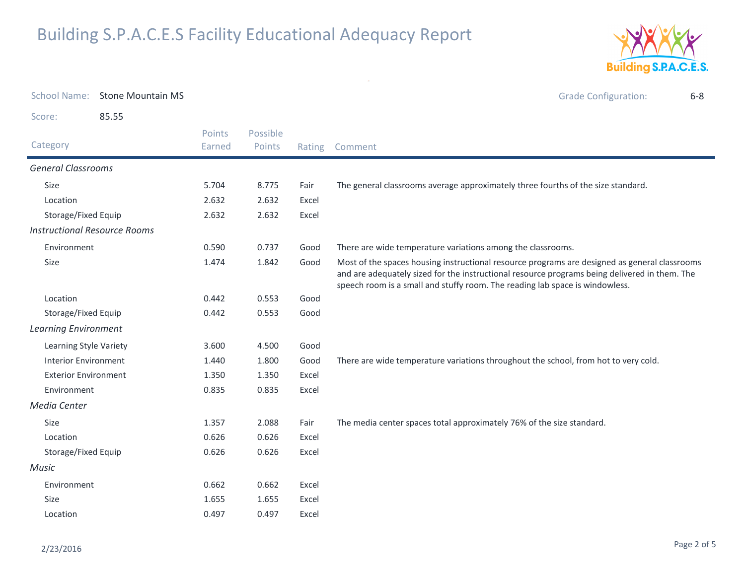# Building S.P.A.C.E.S Facility Educational Adequacy Report

**School Name:** Stone Mountain MS

**Grade Configuration:** 6-8

**Score:** 85.55

| Category | Points Earned | Possible Points | Rating | Comment |
|---|---|---|---|---|
| *General Classrooms* | | | | |
| Size | 5.704 | 8.775 | Fair | The general classrooms average approximately three fourths of the size standard. |
| Location | 2.632 | 2.632 | Excel | |
| Storage/Fixed Equip | 2.632 | 2.632 | Excel | |
| *Instructional Resource Rooms* | | | | |
| Environment | 0.590 | 0.737 | Good | There are wide temperature variations among the classrooms. |
| Size | 1.474 | 1.842 | Good | Most of the spaces housing instructional resource programs are designed as general classrooms and are adequately sized for the instructional resource programs being delivered in them. The speech room is a small and stuffy room. The reading lab space is windowless. |
| Location | 0.442 | 0.553 | Good | |
| Storage/Fixed Equip | 0.442 | 0.553 | Good | |
| *Learning Environment* | | | | |
| Learning Style Variety | 3.600 | 4.500 | Good | |
| Interior Environment | 1.440 | 1.800 | Good | There are wide temperature variations throughout the school, from hot to very cold. |
| Exterior Environment | 1.350 | 1.350 | Excel | |
| Environment | 0.835 | 0.835 | Excel | |
| *Media Center* | | | | |
| Size | 1.357 | 2.088 | Fair | The media center spaces total approximately 76% of the size standard. |
| Location | 0.626 | 0.626 | Excel | |
| Storage/Fixed Equip | 0.626 | 0.626 | Excel | |
| *Music* | | | | |
| Environment | 0.662 | 0.662 | Excel | |
| Size | 1.655 | 1.655 | Excel | |
| Location | 0.497 | 0.497 | Excel | |

2/23/2016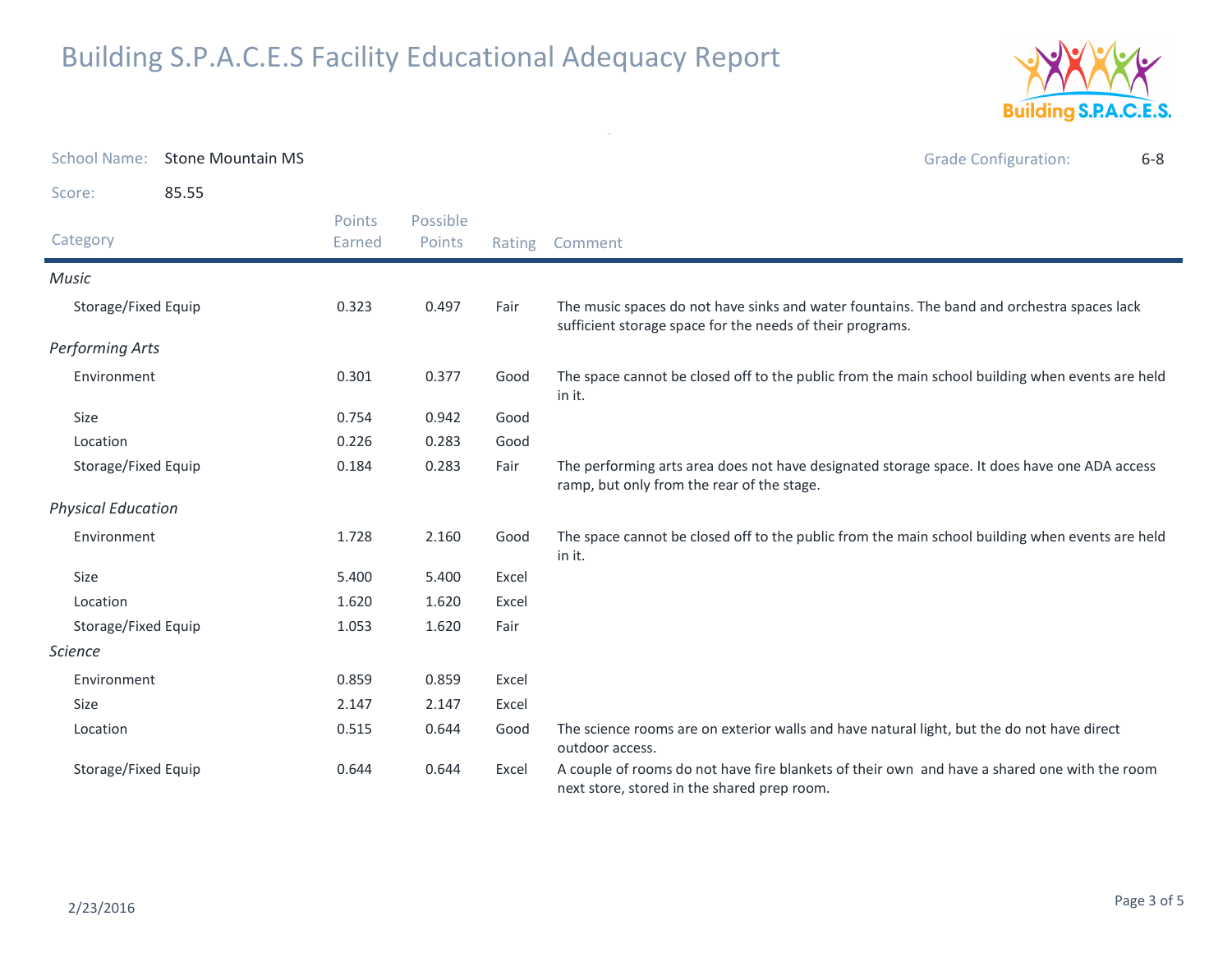# Building S.P.A.C.E.S Facility Educational Adequacy Report

School Name: Stone Mountain MS

Grade Configuration: 6-8

Score: 85.55

| Category | Points Earned | Possible Points | Rating | Comment |
|---|---|---|---|---|
| *Music* | | | | |
| Storage/Fixed Equip | 0.323 | 0.497 | Fair | The music spaces do not have sinks and water fountains. The band and orchestra spaces lack sufficient storage space for the needs of their programs. |
| *Performing Arts* | | | | |
| Environment | 0.301 | 0.377 | Good | The space cannot be closed off to the public from the main school building when events are held in it. |
| Size | 0.754 | 0.942 | Good | |
| Location | 0.226 | 0.283 | Good | |
| Storage/Fixed Equip | 0.184 | 0.283 | Fair | The performing arts area does not have designated storage space. It does have one ADA access ramp, but only from the rear of the stage. |
| *Physical Education* | | | | |
| Environment | 1.728 | 2.160 | Good | The space cannot be closed off to the public from the main school building when events are held in it. |
| Size | 5.400 | 5.400 | Excel | |
| Location | 1.620 | 1.620 | Excel | |
| Storage/Fixed Equip | 1.053 | 1.620 | Fair | |
| *Science* | | | | |
| Environment | 0.859 | 0.859 | Excel | |
| Size | 2.147 | 2.147 | Excel | |
| Location | 0.515 | 0.644 | Good | The science rooms are on exterior walls and have natural light, but the do not have direct outdoor access. |
| Storage/Fixed Equip | 0.644 | 0.644 | Excel | A couple of rooms do not have fire blankets of their own and have a shared one with the room next store, stored in the shared prep room. |

2/23/2016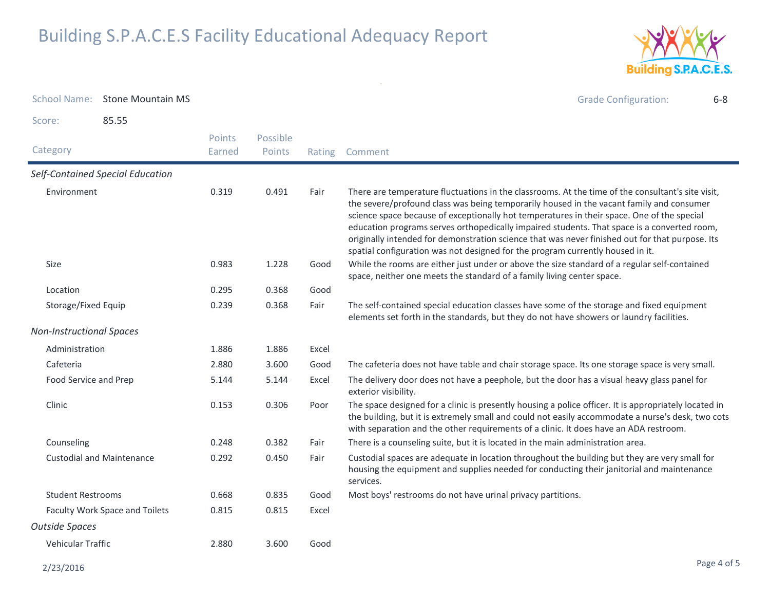# Building S.P.A.C.E.S Facility Educational Adequacy Report

**School Name:** Stone Mountain MS

**Grade Configuration:** 6-8

**Score:** 85.55

| Category | Points Earned | Possible Points | Rating | Comment |
|---|---|---|---|---|
| ***Self-Contained Special Education*** | | | | |
| Environment | 0.319 | 0.491 | Fair | There are temperature fluctuations in the classrooms. At the time of the consultant's site visit, the severe/profound class was being temporarily housed in the vacant family and consumer science space because of exceptionally hot temperatures in their space. One of the special education programs serves orthopedically impaired students. That space is a converted room, originally intended for demonstration science that was never finished out for that purpose. Its spatial configuration was not designed for the program currently housed in it. |
| Size | 0.983 | 1.228 | Good | While the rooms are either just under or above the size standard of a regular self-contained space, neither one meets the standard of a family living center space. |
| Location | 0.295 | 0.368 | Good | |
| Storage/Fixed Equip | 0.239 | 0.368 | Fair | The self-contained special education classes have some of the storage and fixed equipment elements set forth in the standards, but they do not have showers or laundry facilities. |
| ***Non-Instructional Spaces*** | | | | |
| Administration | 1.886 | 1.886 | Excel | |
| Cafeteria | 2.880 | 3.600 | Good | The cafeteria does not have table and chair storage space. Its one storage space is very small. |
| Food Service and Prep | 5.144 | 5.144 | Excel | The delivery door does not have a peephole, but the door has a visual heavy glass panel for exterior visibility. |
| Clinic | 0.153 | 0.306 | Poor | The space designed for a clinic is presently housing a police officer. It is appropriately located in the building, but it is extremely small and could not easily accommodate a nurse's desk, two cots with separation and the other requirements of a clinic. It does have an ADA restroom. |
| Counseling | 0.248 | 0.382 | Fair | There is a counseling suite, but it is located in the main administration area. |
| Custodial and Maintenance | 0.292 | 0.450 | Fair | Custodial spaces are adequate in location throughout the building but they are very small for housing the equipment and supplies needed for conducting their janitorial and maintenance services. |
| Student Restrooms | 0.668 | 0.835 | Good | Most boys' restrooms do not have urinal privacy partitions. |
| Faculty Work Space and Toilets | 0.815 | 0.815 | Excel | |
| ***Outside Spaces*** | | | | |
| Vehicular Traffic | 2.880 | 3.600 | Good | |

2/23/2016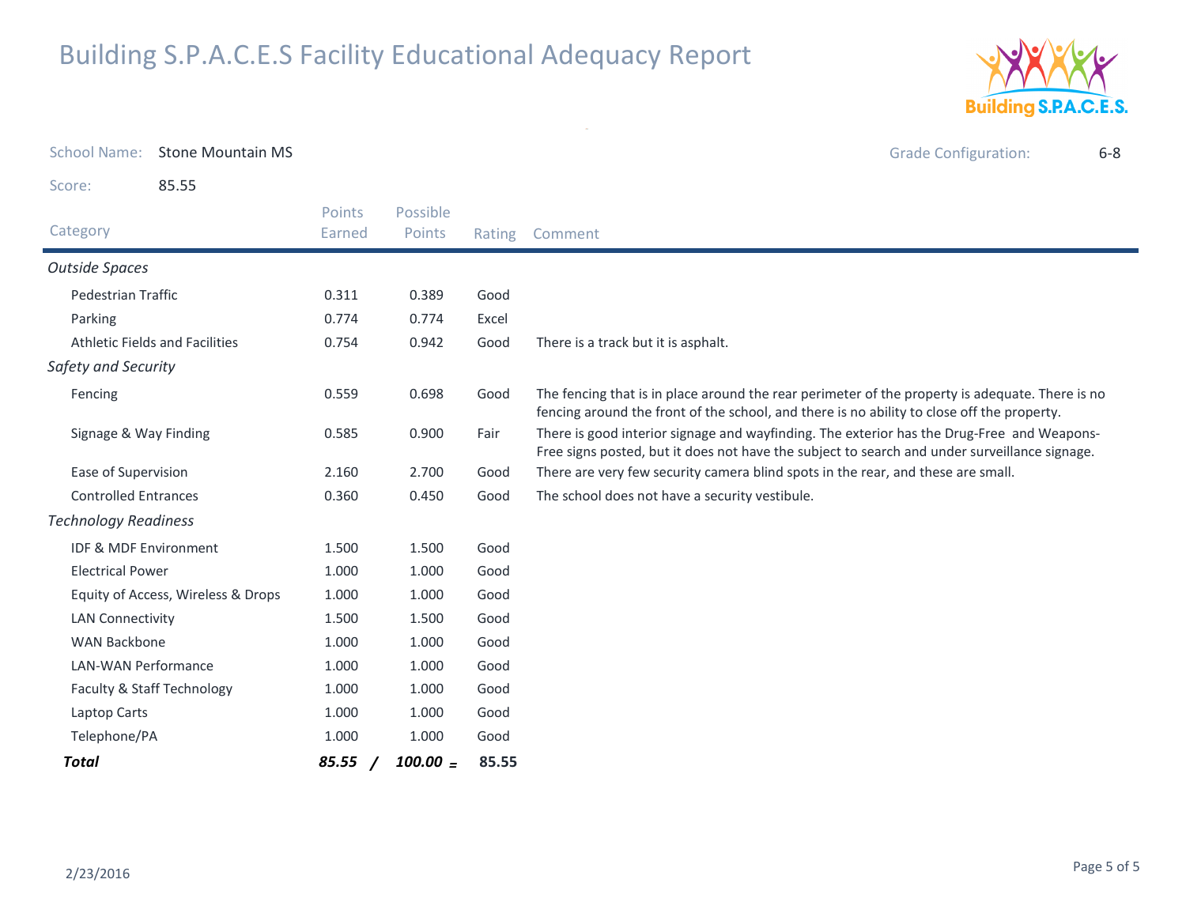# Building S.P.A.C.E.S Facility Educational Adequacy Report

School Name: Stone Mountain MS

Grade Configuration: 6-8

Score: 85.55

| Category | Points Earned | Possible Points | Rating | Comment |
|---|---|---|---|---|
| *Outside Spaces* | | | | |
| Pedestrian Traffic | 0.311 | 0.389 | Good | |
| Parking | 0.774 | 0.774 | Excel | |
| Athletic Fields and Facilities | 0.754 | 0.942 | Good | There is a track but it is asphalt. |
| *Safety and Security* | | | | |
| Fencing | 0.559 | 0.698 | Good | The fencing that is in place around the rear perimeter of the property is adequate. There is no fencing around the front of the school, and there is no ability to close off the property. |
| Signage & Way Finding | 0.585 | 0.900 | Fair | There is good interior signage and wayfinding. The exterior has the Drug-Free and Weapons-Free signs posted, but it does not have the subject to search and under surveillance signage. |
| Ease of Supervision | 2.160 | 2.700 | Good | There are very few security camera blind spots in the rear, and these are small. |
| Controlled Entrances | 0.360 | 0.450 | Good | The school does not have a security vestibule. |
| *Technology Readiness* | | | | |
| IDF & MDF Environment | 1.500 | 1.500 | Good | |
| Electrical Power | 1.000 | 1.000 | Good | |
| Equity of Access, Wireless & Drops | 1.000 | 1.000 | Good | |
| LAN Connectivity | 1.500 | 1.500 | Good | |
| WAN Backbone | 1.000 | 1.000 | Good | |
| LAN-WAN Performance | 1.000 | 1.000 | Good | |
| Faculty & Staff Technology | 1.000 | 1.000 | Good | |
| Laptop Carts | 1.000 | 1.000 | Good | |
| Telephone/PA | 1.000 | 1.000 | Good | |
| ***Total*** | ***85.55 /*** | ***100.00 =*** | **85.55** | |

2/23/2016